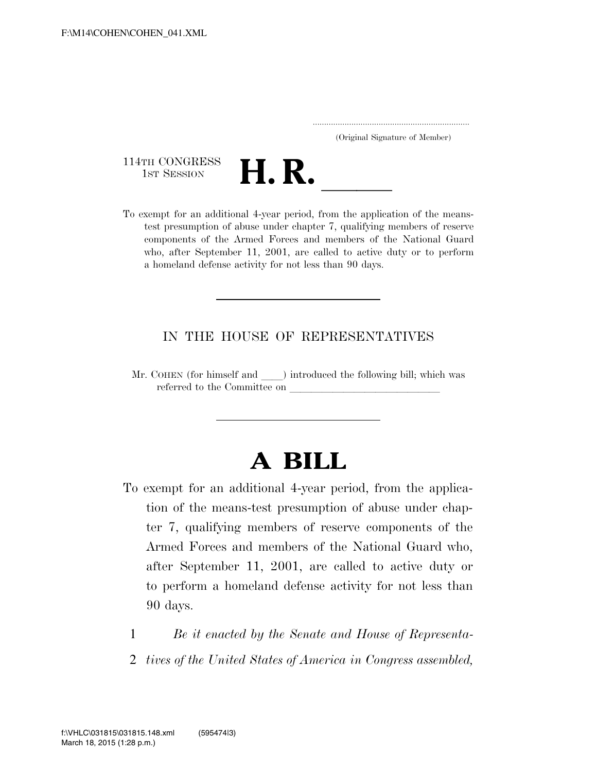F:\M14\COHEN\COHEN_041.XML

.....................................................................
(Original Signature of Member)

114TH CONGRESS
1ST SESSION

# H. R. \_\_\_\_\_

To exempt for an additional 4-year period, from the application of the means-test presumption of abuse under chapter 7, qualifying members of reserve components of the Armed Forces and members of the National Guard who, after September 11, 2001, are called to active duty or to perform a homeland defense activity for not less than 90 days.

---

IN THE HOUSE OF REPRESENTATIVES

Mr. COHEN (for himself and \_\_\_\_) introduced the following bill; which was referred to the Committee on \_\_\_\_\_\_\_\_\_\_\_\_\_\_\_\_\_\_\_\_\_\_\_\_\_\_\_\_\_\_

---

# A BILL

To exempt for an additional 4-year period, from the application of the means-test presumption of abuse under chapter 7, qualifying members of reserve components of the Armed Forces and members of the National Guard who, after September 11, 2001, are called to active duty or to perform a homeland defense activity for not less than 90 days.

1 *Be it enacted by the Senate and House of Representa-*
2 *tives of the United States of America in Congress assembled,*

f:\VHLC\031815\031815.148.xml (595474|3)
March 18, 2015 (1:28 p.m.)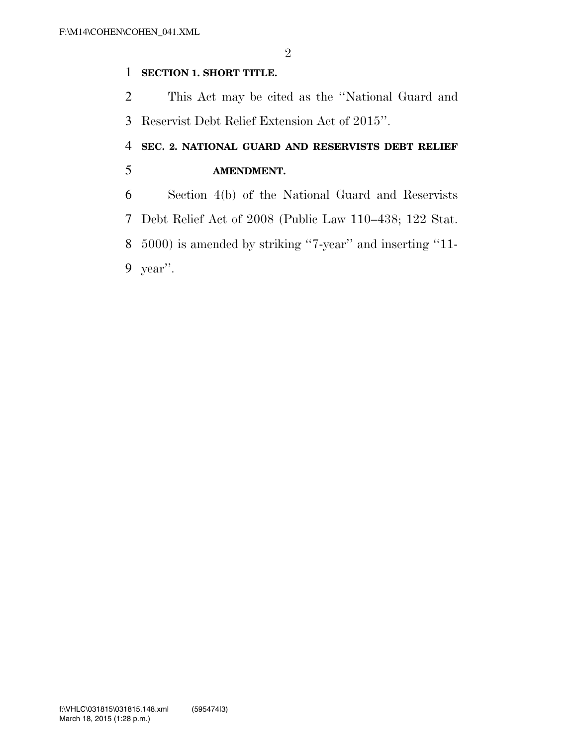**SECTION 1. SHORT TITLE.**

This Act may be cited as the "National Guard and Reservist Debt Relief Extension Act of 2015".

**SEC. 2. NATIONAL GUARD AND RESERVISTS DEBT RELIEF AMENDMENT.**

Section 4(b) of the National Guard and Reservists Debt Relief Act of 2008 (Public Law 110–438; 122 Stat. 5000) is amended by striking "7-year" and inserting "11-year".